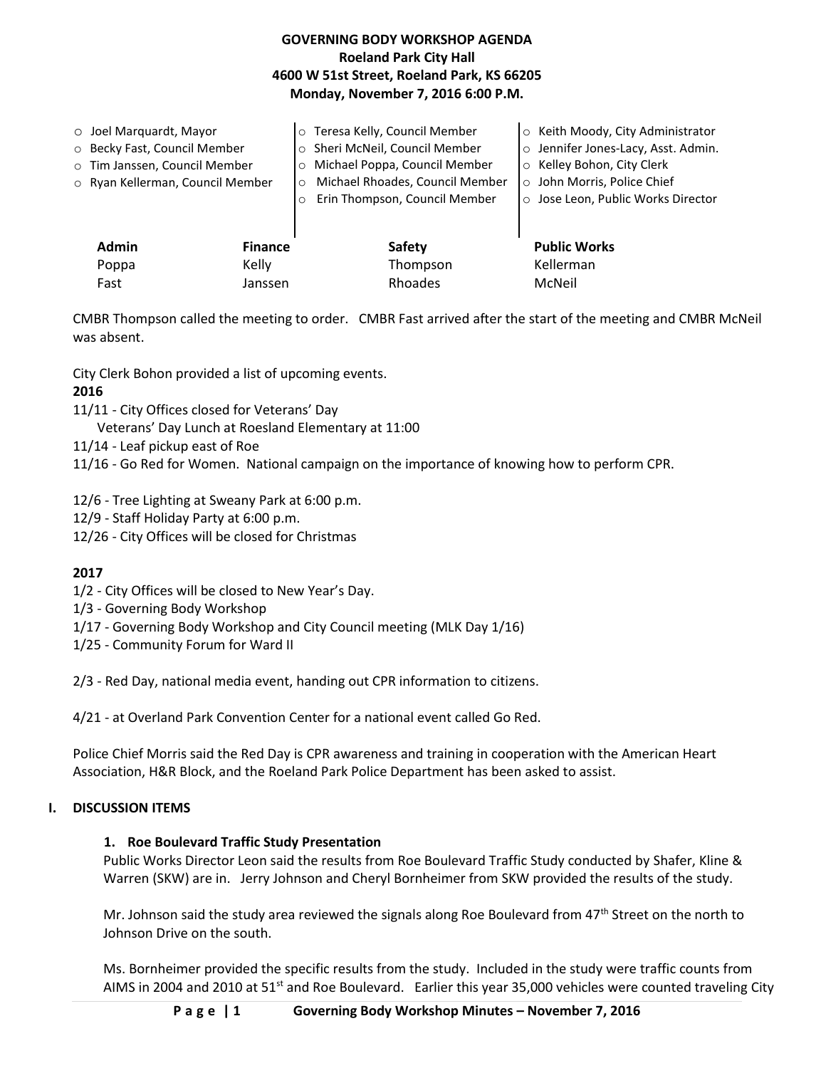# GOVERNING BODY WORKSHOP AGENDA
## Roeland Park City Hall
## 4600 W 51st Street, Roeland Park, KS 66205
## Monday, November 7, 2016 6:00 P.M.

- Joel Marquardt, Mayor
- Becky Fast, Council Member
- Tim Janssen, Council Member
- Ryan Kellerman, Council Member
- Teresa Kelly, Council Member
- Sheri McNeil, Council Member
- Michael Poppa, Council Member
- Michael Rhoades, Council Member
- Erin Thompson, Council Member
- Keith Moody, City Administrator
- Jennifer Jones-Lacy, Asst. Admin.
- Kelley Bohon, City Clerk
- John Morris, Police Chief
- Jose Leon, Public Works Director

| Admin | Finance | Safety | Public Works |
|---|---|---|---|
| Poppa | Kelly | Thompson | Kellerman |
| Fast | Janssen | Rhoades | McNeil |

CMBR Thompson called the meeting to order. CMBR Fast arrived after the start of the meeting and CMBR McNeil was absent.

City Clerk Bohon provided a list of upcoming events.

**2016**

11/11 - City Offices closed for Veterans' Day
Veterans' Day Lunch at Roesland Elementary at 11:00
11/14 - Leaf pickup east of Roe
11/16 - Go Red for Women. National campaign on the importance of knowing how to perform CPR.

12/6 - Tree Lighting at Sweany Park at 6:00 p.m.
12/9 - Staff Holiday Party at 6:00 p.m.
12/26 - City Offices will be closed for Christmas

**2017**

1/2 - City Offices will be closed to New Year's Day.
1/3 - Governing Body Workshop
1/17 - Governing Body Workshop and City Council meeting (MLK Day 1/16)
1/25 - Community Forum for Ward II

2/3 - Red Day, national media event, handing out CPR information to citizens.

4/21 - at Overland Park Convention Center for a national event called Go Red.

Police Chief Morris said the Red Day is CPR awareness and training in cooperation with the American Heart Association, H&R Block, and the Roeland Park Police Department has been asked to assist.

## I. DISCUSSION ITEMS

### 1. Roe Boulevard Traffic Study Presentation

Public Works Director Leon said the results from Roe Boulevard Traffic Study conducted by Shafer, Kline & Warren (SKW) are in. Jerry Johnson and Cheryl Bornheimer from SKW provided the results of the study.

Mr. Johnson said the study area reviewed the signals along Roe Boulevard from 47th Street on the north to Johnson Drive on the south.

Ms. Bornheimer provided the specific results from the study. Included in the study were traffic counts from AIMS in 2004 and 2010 at 51st and Roe Boulevard. Earlier this year 35,000 vehicles were counted traveling City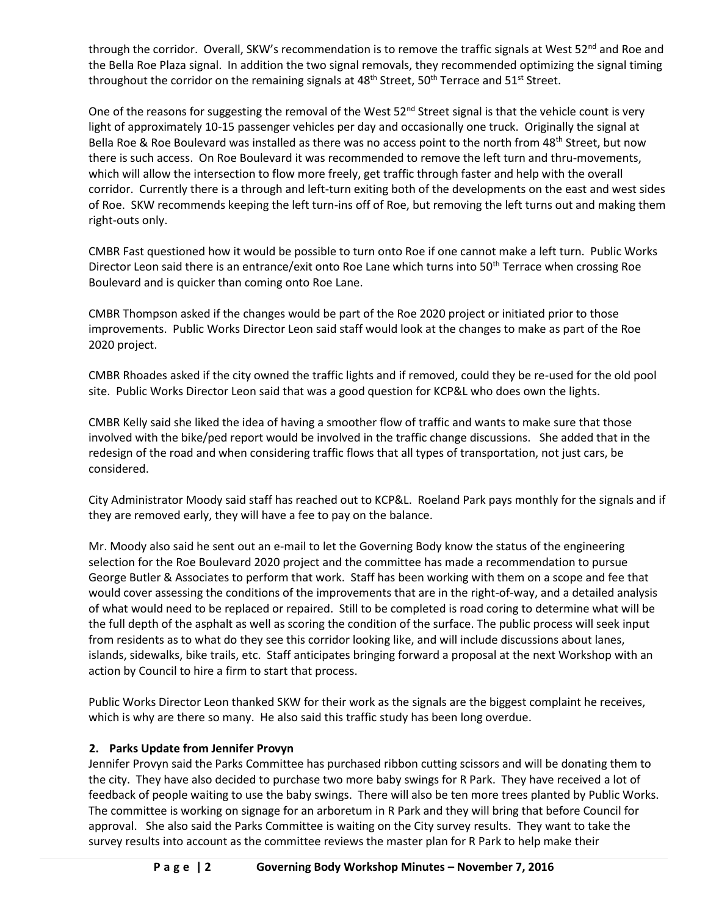through the corridor. Overall, SKW's recommendation is to remove the traffic signals at West 52nd and Roe and the Bella Roe Plaza signal. In addition the two signal removals, they recommended optimizing the signal timing throughout the corridor on the remaining signals at 48th Street, 50th Terrace and 51st Street.

One of the reasons for suggesting the removal of the West 52nd Street signal is that the vehicle count is very light of approximately 10-15 passenger vehicles per day and occasionally one truck. Originally the signal at Bella Roe & Roe Boulevard was installed as there was no access point to the north from 48th Street, but now there is such access. On Roe Boulevard it was recommended to remove the left turn and thru-movements, which will allow the intersection to flow more freely, get traffic through faster and help with the overall corridor. Currently there is a through and left-turn exiting both of the developments on the east and west sides of Roe. SKW recommends keeping the left turn-ins off of Roe, but removing the left turns out and making them right-outs only.

CMBR Fast questioned how it would be possible to turn onto Roe if one cannot make a left turn. Public Works Director Leon said there is an entrance/exit onto Roe Lane which turns into 50th Terrace when crossing Roe Boulevard and is quicker than coming onto Roe Lane.

CMBR Thompson asked if the changes would be part of the Roe 2020 project or initiated prior to those improvements. Public Works Director Leon said staff would look at the changes to make as part of the Roe 2020 project.

CMBR Rhoades asked if the city owned the traffic lights and if removed, could they be re-used for the old pool site. Public Works Director Leon said that was a good question for KCP&L who does own the lights.

CMBR Kelly said she liked the idea of having a smoother flow of traffic and wants to make sure that those involved with the bike/ped report would be involved in the traffic change discussions. She added that in the redesign of the road and when considering traffic flows that all types of transportation, not just cars, be considered.

City Administrator Moody said staff has reached out to KCP&L. Roeland Park pays monthly for the signals and if they are removed early, they will have a fee to pay on the balance.

Mr. Moody also said he sent out an e-mail to let the Governing Body know the status of the engineering selection for the Roe Boulevard 2020 project and the committee has made a recommendation to pursue George Butler & Associates to perform that work. Staff has been working with them on a scope and fee that would cover assessing the conditions of the improvements that are in the right-of-way, and a detailed analysis of what would need to be replaced or repaired. Still to be completed is road coring to determine what will be the full depth of the asphalt as well as scoring the condition of the surface. The public process will seek input from residents as to what do they see this corridor looking like, and will include discussions about lanes, islands, sidewalks, bike trails, etc. Staff anticipates bringing forward a proposal at the next Workshop with an action by Council to hire a firm to start that process.

Public Works Director Leon thanked SKW for their work as the signals are the biggest complaint he receives, which is why are there so many. He also said this traffic study has been long overdue.

**2. Parks Update from Jennifer Provyn**

Jennifer Provyn said the Parks Committee has purchased ribbon cutting scissors and will be donating them to the city. They have also decided to purchase two more baby swings for R Park. They have received a lot of feedback of people waiting to use the baby swings. There will also be ten more trees planted by Public Works. The committee is working on signage for an arboretum in R Park and they will bring that before Council for approval. She also said the Parks Committee is waiting on the City survey results. They want to take the survey results into account as the committee reviews the master plan for R Park to help make their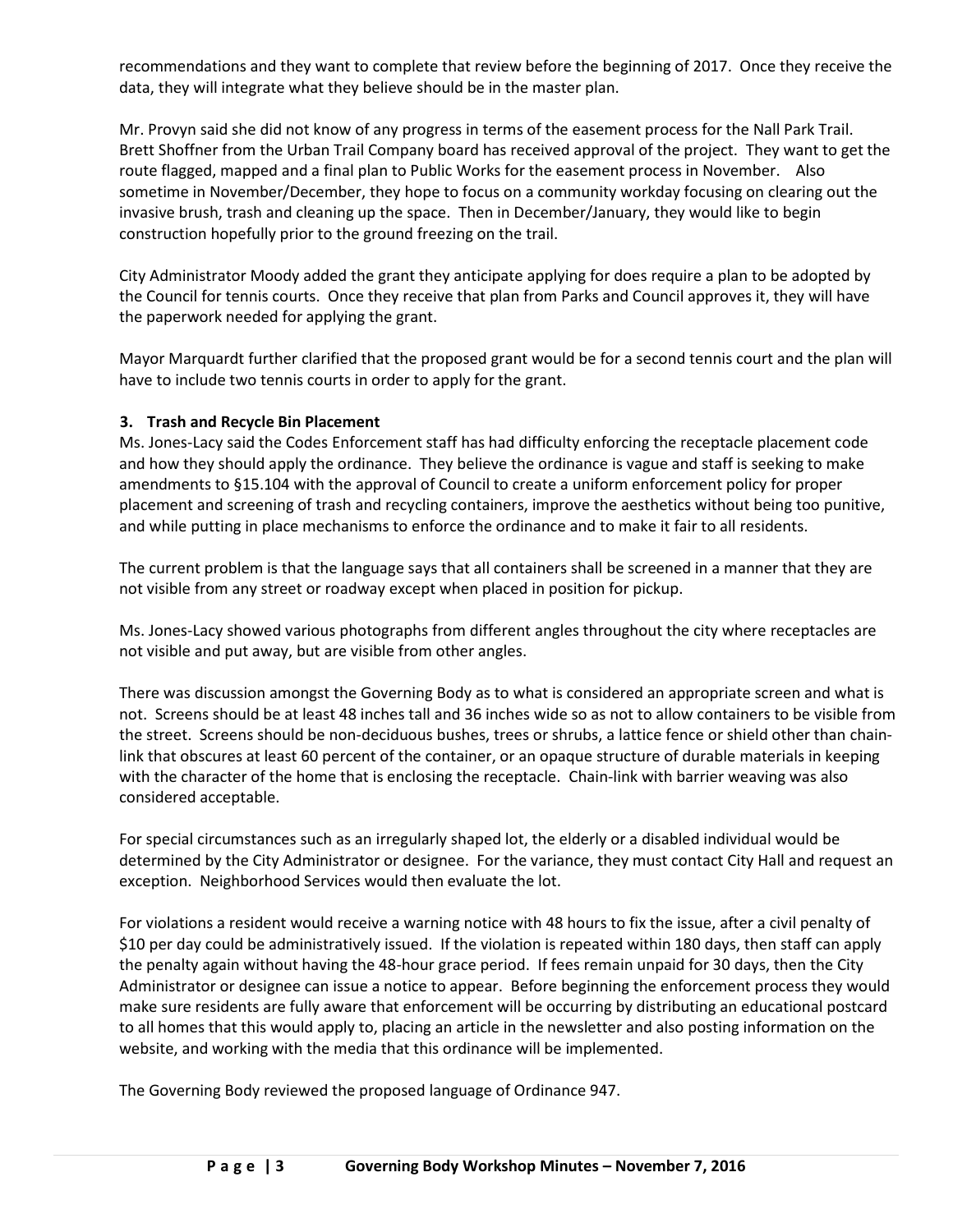recommendations and they want to complete that review before the beginning of 2017. Once they receive the data, they will integrate what they believe should be in the master plan.

Mr. Provyn said she did not know of any progress in terms of the easement process for the Nall Park Trail. Brett Shoffner from the Urban Trail Company board has received approval of the project. They want to get the route flagged, mapped and a final plan to Public Works for the easement process in November. Also sometime in November/December, they hope to focus on a community workday focusing on clearing out the invasive brush, trash and cleaning up the space. Then in December/January, they would like to begin construction hopefully prior to the ground freezing on the trail.

City Administrator Moody added the grant they anticipate applying for does require a plan to be adopted by the Council for tennis courts. Once they receive that plan from Parks and Council approves it, they will have the paperwork needed for applying the grant.

Mayor Marquardt further clarified that the proposed grant would be for a second tennis court and the plan will have to include two tennis courts in order to apply for the grant.

**3. Trash and Recycle Bin Placement**

Ms. Jones-Lacy said the Codes Enforcement staff has had difficulty enforcing the receptacle placement code and how they should apply the ordinance. They believe the ordinance is vague and staff is seeking to make amendments to §15.104 with the approval of Council to create a uniform enforcement policy for proper placement and screening of trash and recycling containers, improve the aesthetics without being too punitive, and while putting in place mechanisms to enforce the ordinance and to make it fair to all residents.

The current problem is that the language says that all containers shall be screened in a manner that they are not visible from any street or roadway except when placed in position for pickup.

Ms. Jones-Lacy showed various photographs from different angles throughout the city where receptacles are not visible and put away, but are visible from other angles.

There was discussion amongst the Governing Body as to what is considered an appropriate screen and what is not. Screens should be at least 48 inches tall and 36 inches wide so as not to allow containers to be visible from the street. Screens should be non-deciduous bushes, trees or shrubs, a lattice fence or shield other than chain-link that obscures at least 60 percent of the container, or an opaque structure of durable materials in keeping with the character of the home that is enclosing the receptacle. Chain-link with barrier weaving was also considered acceptable.

For special circumstances such as an irregularly shaped lot, the elderly or a disabled individual would be determined by the City Administrator or designee. For the variance, they must contact City Hall and request an exception. Neighborhood Services would then evaluate the lot.

For violations a resident would receive a warning notice with 48 hours to fix the issue, after a civil penalty of $10 per day could be administratively issued. If the violation is repeated within 180 days, then staff can apply the penalty again without having the 48-hour grace period. If fees remain unpaid for 30 days, then the City Administrator or designee can issue a notice to appear. Before beginning the enforcement process they would make sure residents are fully aware that enforcement will be occurring by distributing an educational postcard to all homes that this would apply to, placing an article in the newsletter and also posting information on the website, and working with the media that this ordinance will be implemented.

The Governing Body reviewed the proposed language of Ordinance 947.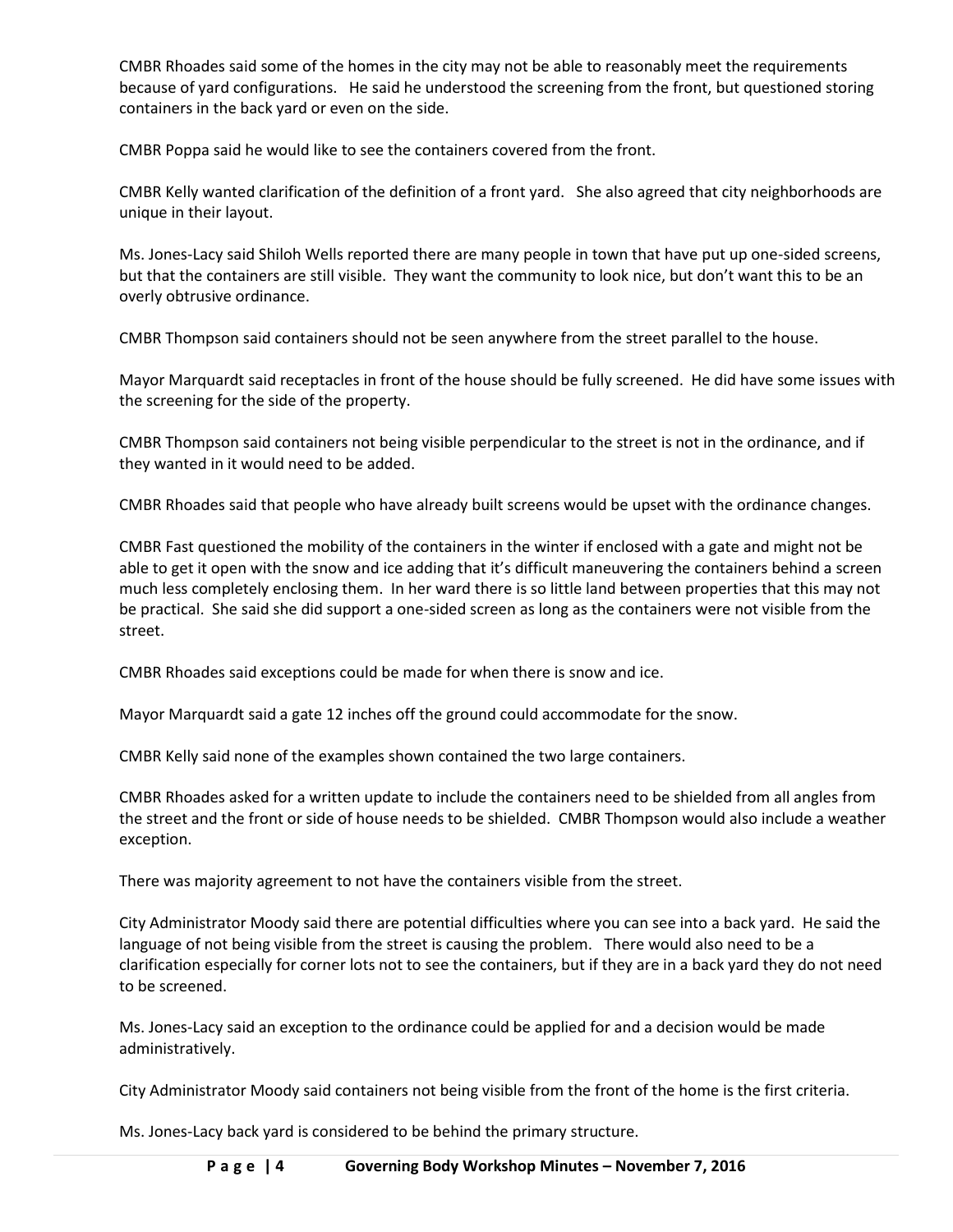CMBR Rhoades said some of the homes in the city may not be able to reasonably meet the requirements because of yard configurations. He said he understood the screening from the front, but questioned storing containers in the back yard or even on the side.

CMBR Poppa said he would like to see the containers covered from the front.

CMBR Kelly wanted clarification of the definition of a front yard. She also agreed that city neighborhoods are unique in their layout.

Ms. Jones-Lacy said Shiloh Wells reported there are many people in town that have put up one-sided screens, but that the containers are still visible. They want the community to look nice, but don't want this to be an overly obtrusive ordinance.

CMBR Thompson said containers should not be seen anywhere from the street parallel to the house.

Mayor Marquardt said receptacles in front of the house should be fully screened. He did have some issues with the screening for the side of the property.

CMBR Thompson said containers not being visible perpendicular to the street is not in the ordinance, and if they wanted in it would need to be added.

CMBR Rhoades said that people who have already built screens would be upset with the ordinance changes.

CMBR Fast questioned the mobility of the containers in the winter if enclosed with a gate and might not be able to get it open with the snow and ice adding that it's difficult maneuvering the containers behind a screen much less completely enclosing them. In her ward there is so little land between properties that this may not be practical. She said she did support a one-sided screen as long as the containers were not visible from the street.

CMBR Rhoades said exceptions could be made for when there is snow and ice.

Mayor Marquardt said a gate 12 inches off the ground could accommodate for the snow.

CMBR Kelly said none of the examples shown contained the two large containers.

CMBR Rhoades asked for a written update to include the containers need to be shielded from all angles from the street and the front or side of house needs to be shielded. CMBR Thompson would also include a weather exception.

There was majority agreement to not have the containers visible from the street.

City Administrator Moody said there are potential difficulties where you can see into a back yard. He said the language of not being visible from the street is causing the problem. There would also need to be a clarification especially for corner lots not to see the containers, but if they are in a back yard they do not need to be screened.

Ms. Jones-Lacy said an exception to the ordinance could be applied for and a decision would be made administratively.

City Administrator Moody said containers not being visible from the front of the home is the first criteria.

Ms. Jones-Lacy back yard is considered to be behind the primary structure.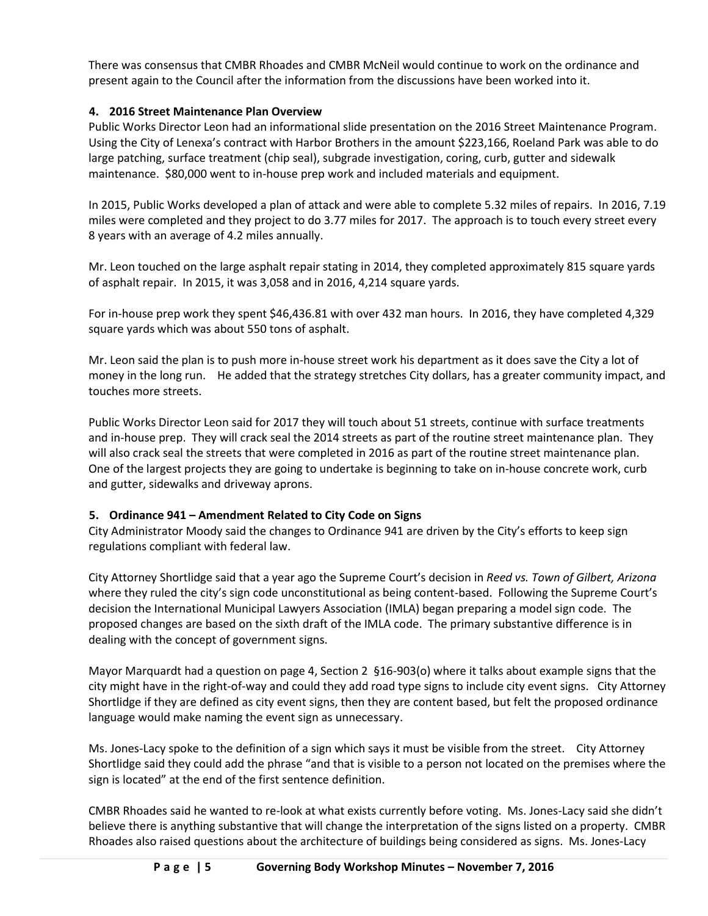There was consensus that CMBR Rhoades and CMBR McNeil would continue to work on the ordinance and present again to the Council after the information from the discussions have been worked into it.

### 4. 2016 Street Maintenance Plan Overview

Public Works Director Leon had an informational slide presentation on the 2016 Street Maintenance Program. Using the City of Lenexa's contract with Harbor Brothers in the amount $223,166, Roeland Park was able to do large patching, surface treatment (chip seal), subgrade investigation, coring, curb, gutter and sidewalk maintenance. $80,000 went to in-house prep work and included materials and equipment.

In 2015, Public Works developed a plan of attack and were able to complete 5.32 miles of repairs. In 2016, 7.19 miles were completed and they project to do 3.77 miles for 2017. The approach is to touch every street every 8 years with an average of 4.2 miles annually.

Mr. Leon touched on the large asphalt repair stating in 2014, they completed approximately 815 square yards of asphalt repair. In 2015, it was 3,058 and in 2016, 4,214 square yards.

For in-house prep work they spent $46,436.81 with over 432 man hours. In 2016, they have completed 4,329 square yards which was about 550 tons of asphalt.

Mr. Leon said the plan is to push more in-house street work his department as it does save the City a lot of money in the long run. He added that the strategy stretches City dollars, has a greater community impact, and touches more streets.

Public Works Director Leon said for 2017 they will touch about 51 streets, continue with surface treatments and in-house prep. They will crack seal the 2014 streets as part of the routine street maintenance plan. They will also crack seal the streets that were completed in 2016 as part of the routine street maintenance plan. One of the largest projects they are going to undertake is beginning to take on in-house concrete work, curb and gutter, sidewalks and driveway aprons.

### 5. Ordinance 941 – Amendment Related to City Code on Signs

City Administrator Moody said the changes to Ordinance 941 are driven by the City's efforts to keep sign regulations compliant with federal law.

City Attorney Shortlidge said that a year ago the Supreme Court's decision in *Reed vs. Town of Gilbert, Arizona* where they ruled the city's sign code unconstitutional as being content-based. Following the Supreme Court's decision the International Municipal Lawyers Association (IMLA) began preparing a model sign code. The proposed changes are based on the sixth draft of the IMLA code. The primary substantive difference is in dealing with the concept of government signs.

Mayor Marquardt had a question on page 4, Section 2 §16-903(o) where it talks about example signs that the city might have in the right-of-way and could they add road type signs to include city event signs. City Attorney Shortlidge if they are defined as city event signs, then they are content based, but felt the proposed ordinance language would make naming the event sign as unnecessary.

Ms. Jones-Lacy spoke to the definition of a sign which says it must be visible from the street. City Attorney Shortlidge said they could add the phrase "and that is visible to a person not located on the premises where the sign is located" at the end of the first sentence definition.

CMBR Rhoades said he wanted to re-look at what exists currently before voting. Ms. Jones-Lacy said she didn't believe there is anything substantive that will change the interpretation of the signs listed on a property. CMBR Rhoades also raised questions about the architecture of buildings being considered as signs. Ms. Jones-Lacy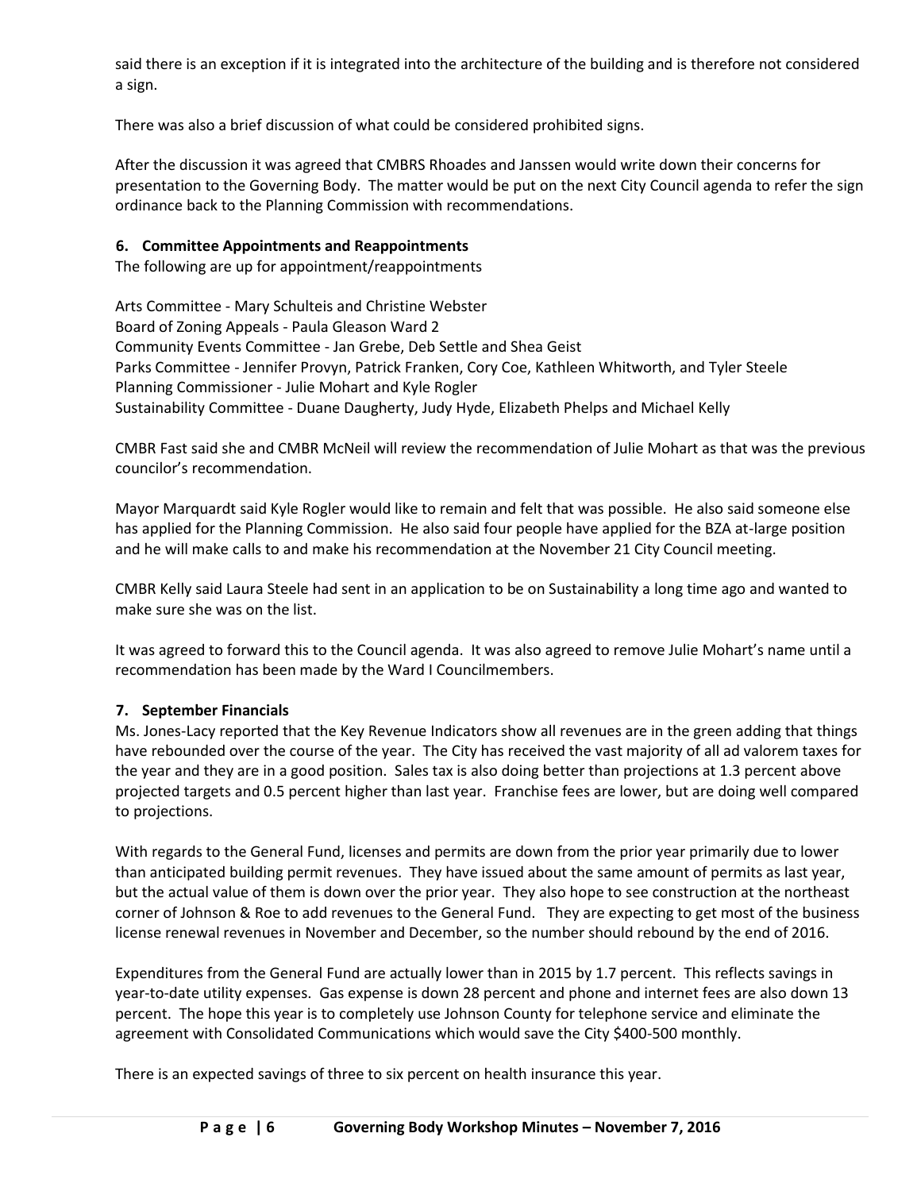said there is an exception if it is integrated into the architecture of the building and is therefore not considered a sign.

There was also a brief discussion of what could be considered prohibited signs.

After the discussion it was agreed that CMBRS Rhoades and Janssen would write down their concerns for presentation to the Governing Body. The matter would be put on the next City Council agenda to refer the sign ordinance back to the Planning Commission with recommendations.

### 6. Committee Appointments and Reappointments

The following are up for appointment/reappointments

Arts Committee - Mary Schulteis and Christine Webster
Board of Zoning Appeals - Paula Gleason Ward 2
Community Events Committee - Jan Grebe, Deb Settle and Shea Geist
Parks Committee - Jennifer Provyn, Patrick Franken, Cory Coe, Kathleen Whitworth, and Tyler Steele
Planning Commissioner - Julie Mohart and Kyle Rogler
Sustainability Committee - Duane Daugherty, Judy Hyde, Elizabeth Phelps and Michael Kelly

CMBR Fast said she and CMBR McNeil will review the recommendation of Julie Mohart as that was the previous councilor's recommendation.

Mayor Marquardt said Kyle Rogler would like to remain and felt that was possible. He also said someone else has applied for the Planning Commission. He also said four people have applied for the BZA at-large position and he will make calls to and make his recommendation at the November 21 City Council meeting.

CMBR Kelly said Laura Steele had sent in an application to be on Sustainability a long time ago and wanted to make sure she was on the list.

It was agreed to forward this to the Council agenda. It was also agreed to remove Julie Mohart's name until a recommendation has been made by the Ward I Councilmembers.

### 7. September Financials

Ms. Jones-Lacy reported that the Key Revenue Indicators show all revenues are in the green adding that things have rebounded over the course of the year. The City has received the vast majority of all ad valorem taxes for the year and they are in a good position. Sales tax is also doing better than projections at 1.3 percent above projected targets and 0.5 percent higher than last year. Franchise fees are lower, but are doing well compared to projections.

With regards to the General Fund, licenses and permits are down from the prior year primarily due to lower than anticipated building permit revenues. They have issued about the same amount of permits as last year, but the actual value of them is down over the prior year. They also hope to see construction at the northeast corner of Johnson & Roe to add revenues to the General Fund. They are expecting to get most of the business license renewal revenues in November and December, so the number should rebound by the end of 2016.

Expenditures from the General Fund are actually lower than in 2015 by 1.7 percent. This reflects savings in year-to-date utility expenses. Gas expense is down 28 percent and phone and internet fees are also down 13 percent. The hope this year is to completely use Johnson County for telephone service and eliminate the agreement with Consolidated Communications which would save the City $400-500 monthly.

There is an expected savings of three to six percent on health insurance this year.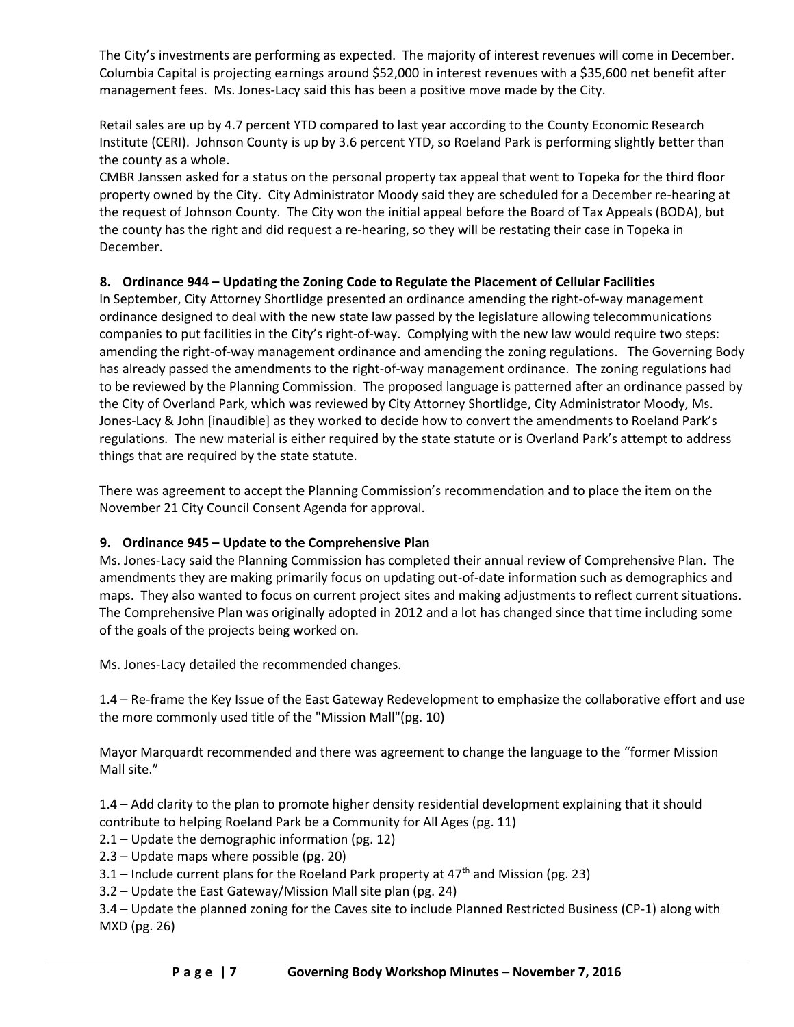The City's investments are performing as expected. The majority of interest revenues will come in December. Columbia Capital is projecting earnings around $52,000 in interest revenues with a $35,600 net benefit after management fees. Ms. Jones-Lacy said this has been a positive move made by the City.

Retail sales are up by 4.7 percent YTD compared to last year according to the County Economic Research Institute (CERI). Johnson County is up by 3.6 percent YTD, so Roeland Park is performing slightly better than the county as a whole.

CMBR Janssen asked for a status on the personal property tax appeal that went to Topeka for the third floor property owned by the City. City Administrator Moody said they are scheduled for a December re-hearing at the request of Johnson County. The City won the initial appeal before the Board of Tax Appeals (BODA), but the county has the right and did request a re-hearing, so they will be restating their case in Topeka in December.

**8. Ordinance 944 – Updating the Zoning Code to Regulate the Placement of Cellular Facilities**

In September, City Attorney Shortlidge presented an ordinance amending the right-of-way management ordinance designed to deal with the new state law passed by the legislature allowing telecommunications companies to put facilities in the City's right-of-way. Complying with the new law would require two steps: amending the right-of-way management ordinance and amending the zoning regulations. The Governing Body has already passed the amendments to the right-of-way management ordinance. The zoning regulations had to be reviewed by the Planning Commission. The proposed language is patterned after an ordinance passed by the City of Overland Park, which was reviewed by City Attorney Shortlidge, City Administrator Moody, Ms. Jones-Lacy & John [inaudible] as they worked to decide how to convert the amendments to Roeland Park's regulations. The new material is either required by the state statute or is Overland Park's attempt to address things that are required by the state statute.

There was agreement to accept the Planning Commission's recommendation and to place the item on the November 21 City Council Consent Agenda for approval.

**9. Ordinance 945 – Update to the Comprehensive Plan**

Ms. Jones-Lacy said the Planning Commission has completed their annual review of Comprehensive Plan. The amendments they are making primarily focus on updating out-of-date information such as demographics and maps. They also wanted to focus on current project sites and making adjustments to reflect current situations. The Comprehensive Plan was originally adopted in 2012 and a lot has changed since that time including some of the goals of the projects being worked on.

Ms. Jones-Lacy detailed the recommended changes.

1.4 – Re-frame the Key Issue of the East Gateway Redevelopment to emphasize the collaborative effort and use the more commonly used title of the "Mission Mall"(pg. 10)

Mayor Marquardt recommended and there was agreement to change the language to the "former Mission Mall site."

1.4 – Add clarity to the plan to promote higher density residential development explaining that it should contribute to helping Roeland Park be a Community for All Ages (pg. 11)
2.1 – Update the demographic information (pg. 12)
2.3 – Update maps where possible (pg. 20)
3.1 – Include current plans for the Roeland Park property at 47th and Mission (pg. 23)
3.2 – Update the East Gateway/Mission Mall site plan (pg. 24)
3.4 – Update the planned zoning for the Caves site to include Planned Restricted Business (CP-1) along with MXD (pg. 26)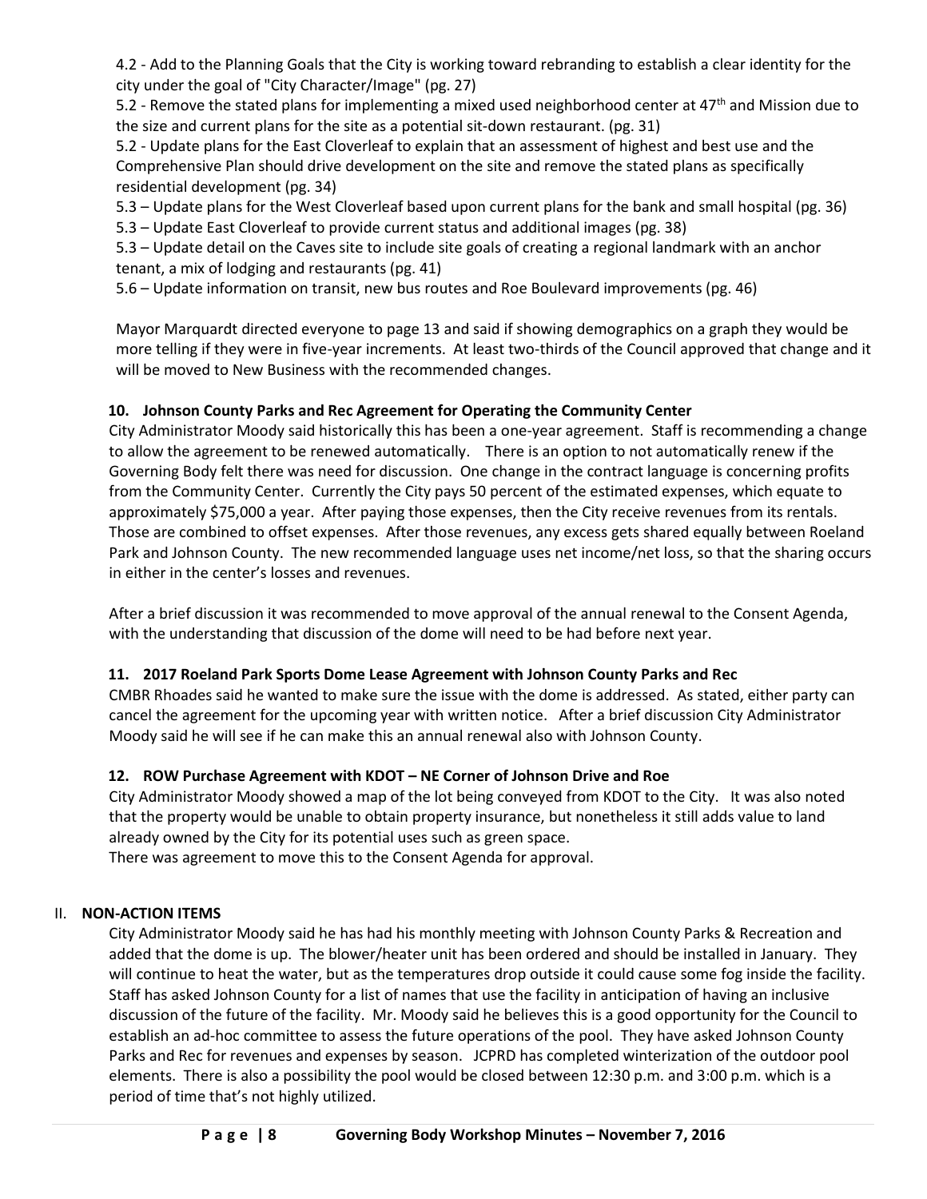4.2 - Add to the Planning Goals that the City is working toward rebranding to establish a clear identity for the city under the goal of "City Character/Image" (pg. 27)

5.2 - Remove the stated plans for implementing a mixed used neighborhood center at 47th and Mission due to the size and current plans for the site as a potential sit-down restaurant. (pg. 31)

5.2 - Update plans for the East Cloverleaf to explain that an assessment of highest and best use and the Comprehensive Plan should drive development on the site and remove the stated plans as specifically residential development (pg. 34)

5.3 – Update plans for the West Cloverleaf based upon current plans for the bank and small hospital (pg. 36)

5.3 – Update East Cloverleaf to provide current status and additional images (pg. 38)

5.3 – Update detail on the Caves site to include site goals of creating a regional landmark with an anchor tenant, a mix of lodging and restaurants (pg. 41)

5.6 – Update information on transit, new bus routes and Roe Boulevard improvements (pg. 46)

Mayor Marquardt directed everyone to page 13 and said if showing demographics on a graph they would be more telling if they were in five-year increments. At least two-thirds of the Council approved that change and it will be moved to New Business with the recommended changes.

**10. Johnson County Parks and Rec Agreement for Operating the Community Center**

City Administrator Moody said historically this has been a one-year agreement. Staff is recommending a change to allow the agreement to be renewed automatically. There is an option to not automatically renew if the Governing Body felt there was need for discussion. One change in the contract language is concerning profits from the Community Center. Currently the City pays 50 percent of the estimated expenses, which equate to approximately $75,000 a year. After paying those expenses, then the City receive revenues from its rentals. Those are combined to offset expenses. After those revenues, any excess gets shared equally between Roeland Park and Johnson County. The new recommended language uses net income/net loss, so that the sharing occurs in either in the center's losses and revenues.

After a brief discussion it was recommended to move approval of the annual renewal to the Consent Agenda, with the understanding that discussion of the dome will need to be had before next year.

**11. 2017 Roeland Park Sports Dome Lease Agreement with Johnson County Parks and Rec**

CMBR Rhoades said he wanted to make sure the issue with the dome is addressed. As stated, either party can cancel the agreement for the upcoming year with written notice. After a brief discussion City Administrator Moody said he will see if he can make this an annual renewal also with Johnson County.

**12. ROW Purchase Agreement with KDOT – NE Corner of Johnson Drive and Roe**

City Administrator Moody showed a map of the lot being conveyed from KDOT to the City. It was also noted that the property would be unable to obtain property insurance, but nonetheless it still adds value to land already owned by the City for its potential uses such as green space.

There was agreement to move this to the Consent Agenda for approval.

## II. NON-ACTION ITEMS

City Administrator Moody said he has had his monthly meeting with Johnson County Parks & Recreation and added that the dome is up. The blower/heater unit has been ordered and should be installed in January. They will continue to heat the water, but as the temperatures drop outside it could cause some fog inside the facility. Staff has asked Johnson County for a list of names that use the facility in anticipation of having an inclusive discussion of the future of the facility. Mr. Moody said he believes this is a good opportunity for the Council to establish an ad-hoc committee to assess the future operations of the pool. They have asked Johnson County Parks and Rec for revenues and expenses by season. JCPRD has completed winterization of the outdoor pool elements. There is also a possibility the pool would be closed between 12:30 p.m. and 3:00 p.m. which is a period of time that's not highly utilized.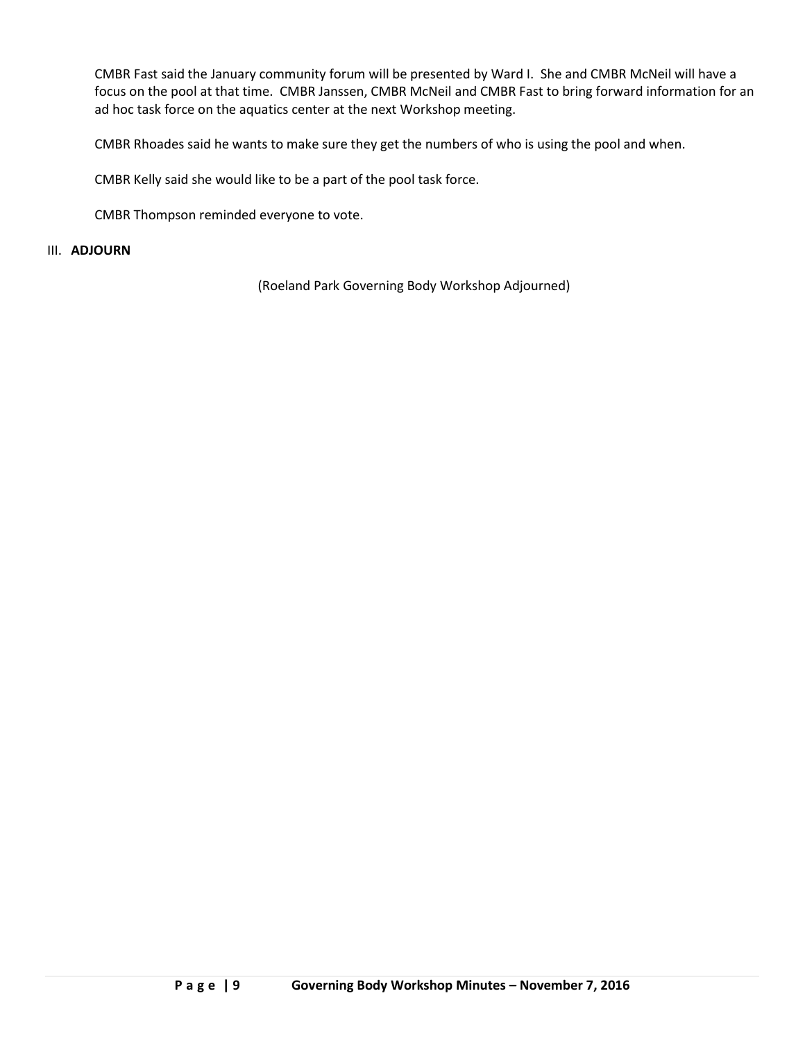CMBR Fast said the January community forum will be presented by Ward I. She and CMBR McNeil will have a focus on the pool at that time. CMBR Janssen, CMBR McNeil and CMBR Fast to bring forward information for an ad hoc task force on the aquatics center at the next Workshop meeting.

CMBR Rhoades said he wants to make sure they get the numbers of who is using the pool and when.

CMBR Kelly said she would like to be a part of the pool task force.

CMBR Thompson reminded everyone to vote.

III. **ADJOURN**

(Roeland Park Governing Body Workshop Adjourned)